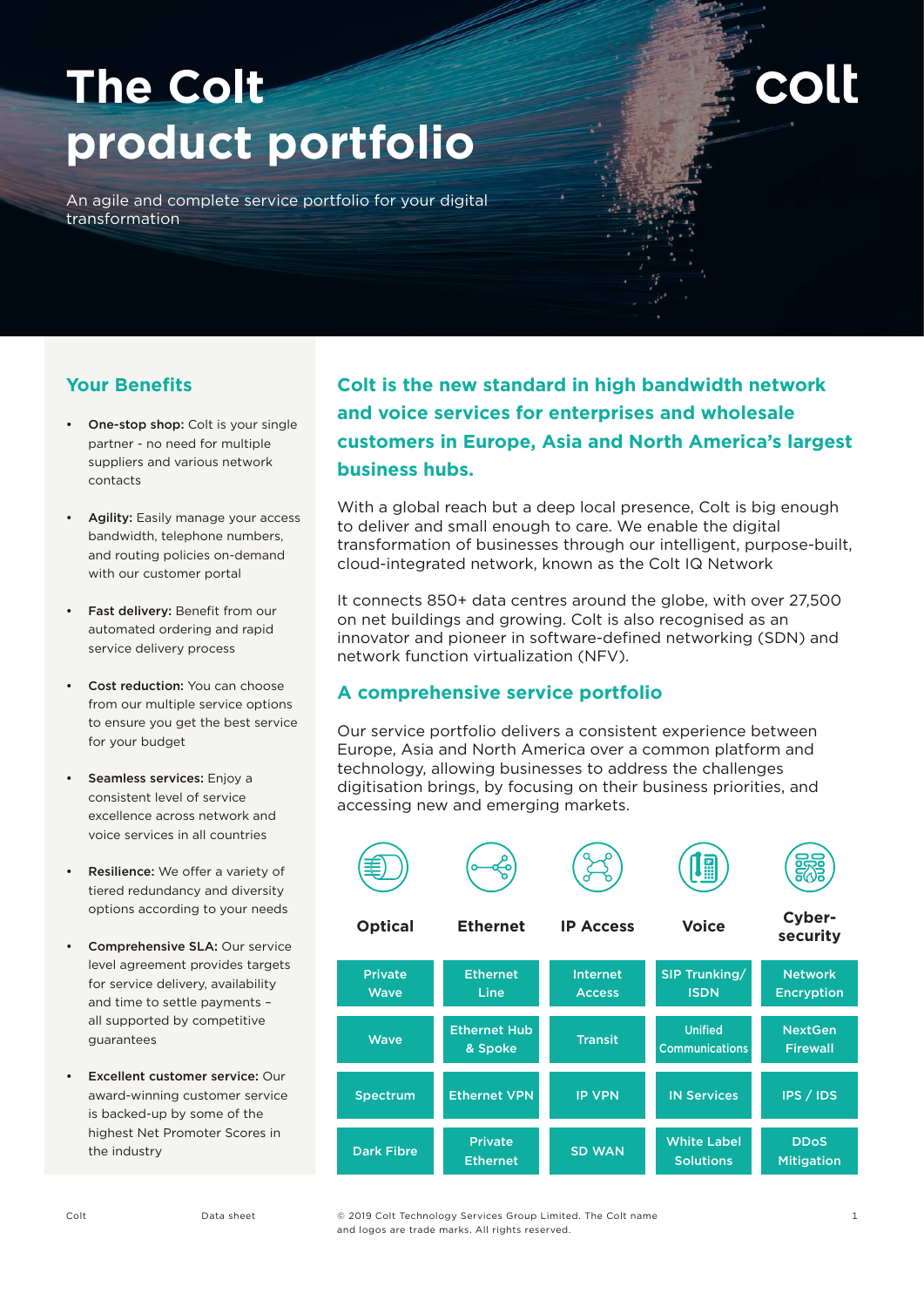# The Colt product portfolio

colt

An agile and complete service portfolio for your digital transformation

## Your Benefits

- **One-stop shop:** Colt is your single partner - no need for multiple suppliers and various network contacts
- **Agility:** Easily manage your access bandwidth, telephone numbers, and routing policies on-demand with our customer portal
- **Fast delivery:** Benefit from our automated ordering and rapid service delivery process
- **Cost reduction:** You can choose from our multiple service options to ensure you get the best service for your budget
- **Seamless services:** Enjoy a consistent level of service excellence across network and voice services in all countries
- **Resilience:** We offer a variety of tiered redundancy and diversity options according to your needs
- **Comprehensive SLA:** Our service level agreement provides targets for service delivery, availability and time to settle payments – all supported by competitive guarantees
- **Excellent customer service:** Our award-winning customer service is backed-up by some of the highest Net Promoter Scores in the industry

## Colt is the new standard in high bandwidth network and voice services for enterprises and wholesale customers in Europe, Asia and North America's largest business hubs.

With a global reach but a deep local presence, Colt is big enough to deliver and small enough to care. We enable the digital transformation of businesses through our intelligent, purpose-built, cloud-integrated network, known as the Colt IQ Network

It connects 850+ data centres around the globe, with over 27,500 on net buildings and growing. Colt is also recognised as an innovator and pioneer in software-defined networking (SDN) and network function virtualization (NFV).

## A comprehensive service portfolio

Our service portfolio delivers a consistent experience between Europe, Asia and North America over a common platform and technology, allowing businesses to address the challenges digitisation brings, by focusing on their business priorities, and accessing new and emerging markets.

| Optical | Ethernet | IP Access | Voice | Cyber-security |
|---|---|---|---|---|
| Private Wave | Ethernet Line | Internet Access | SIP Trunking/ ISDN | Network Encryption |
| Wave | Ethernet Hub & Spoke | Transit | Unified Communications | NextGen Firewall |
| Spectrum | Ethernet VPN | IP VPN | IN Services | IPS / IDS |
| Dark Fibre | Private Ethernet | SD WAN | White Label Solutions | DDoS Mitigation |

© 2019 Colt Technology Services Group Limited. The Colt name and logos are trade marks. All rights reserved.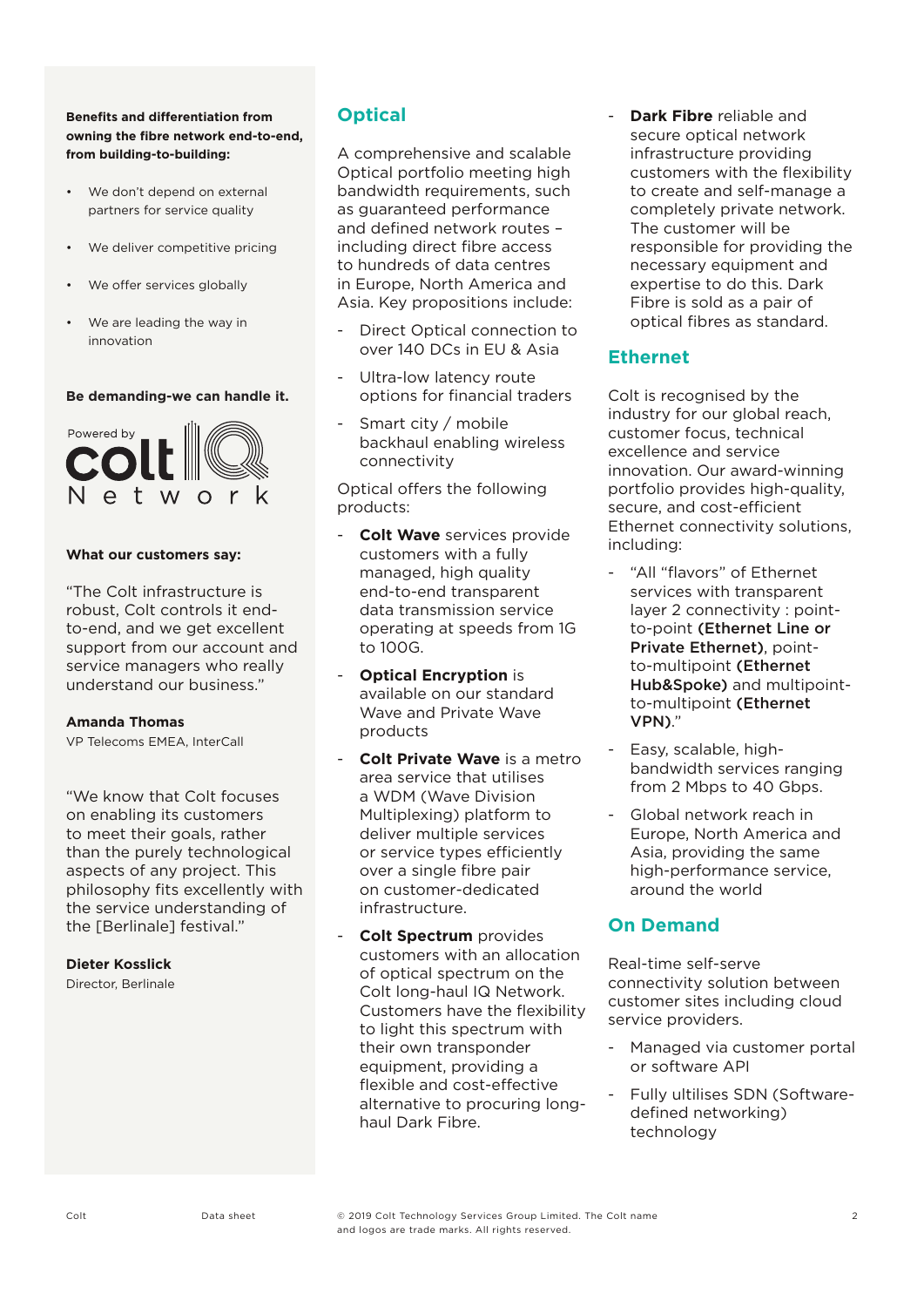**Benefits and differentiation from owning the fibre network end-to-end, from building-to-building:**

- We don't depend on external partners for service quality
- We deliver competitive pricing
- We offer services globally
- We are leading the way in innovation

**Be demanding-we can handle it.**

Powered by colt IQ Network

**What our customers say:**

"The Colt infrastructure is robust, Colt controls it end-to-end, and we get excellent support from our account and service managers who really understand our business."

**Amanda Thomas**
VP Telecoms EMEA, InterCall

"We know that Colt focuses on enabling its customers to meet their goals, rather than the purely technological aspects of any project. This philosophy fits excellently with the service understanding of the [Berlinale] festival."

**Dieter Kosslick**
Director, Berlinale

## Optical

A comprehensive and scalable Optical portfolio meeting high bandwidth requirements, such as guaranteed performance and defined network routes – including direct fibre access to hundreds of data centres in Europe, North America and Asia. Key propositions include:

- Direct Optical connection to over 140 DCs in EU & Asia
- Ultra-low latency route options for financial traders
- Smart city / mobile backhaul enabling wireless connectivity

Optical offers the following products:

- **Colt Wave** services provide customers with a fully managed, high quality end-to-end transparent data transmission service operating at speeds from 1G to 100G.
- **Optical Encryption** is available on our standard Wave and Private Wave products
- **Colt Private Wave** is a metro area service that utilises a WDM (Wave Division Multiplexing) platform to deliver multiple services or service types efficiently over a single fibre pair on customer-dedicated infrastructure.
- **Colt Spectrum** provides customers with an allocation of optical spectrum on the Colt long-haul IQ Network. Customers have the flexibility to light this spectrum with their own transponder equipment, providing a flexible and cost-effective alternative to procuring long-haul Dark Fibre.
- **Dark Fibre** reliable and secure optical network infrastructure providing customers with the flexibility to create and self-manage a completely private network. The customer will be responsible for providing the necessary equipment and expertise to do this. Dark Fibre is sold as a pair of optical fibres as standard.

## Ethernet

Colt is recognised by the industry for our global reach, customer focus, technical excellence and service innovation. Our award-winning portfolio provides high-quality, secure, and cost-efficient Ethernet connectivity solutions, including:

- "All "flavors" of Ethernet services with transparent layer 2 connectivity : point-to-point **(Ethernet Line or Private Ethernet)**, point-to-multipoint **(Ethernet Hub&Spoke)** and multipoint-to-multipoint **(Ethernet VPN)**."
- Easy, scalable, high-bandwidth services ranging from 2 Mbps to 40 Gbps.
- Global network reach in Europe, North America and Asia, providing the same high-performance service, around the world

## On Demand

Real-time self-serve connectivity solution between customer sites including cloud service providers.

- Managed via customer portal or software API
- Fully ultilises SDN (Software-defined networking) technology

© 2019 Colt Technology Services Group Limited. The Colt name and logos are trade marks. All rights reserved.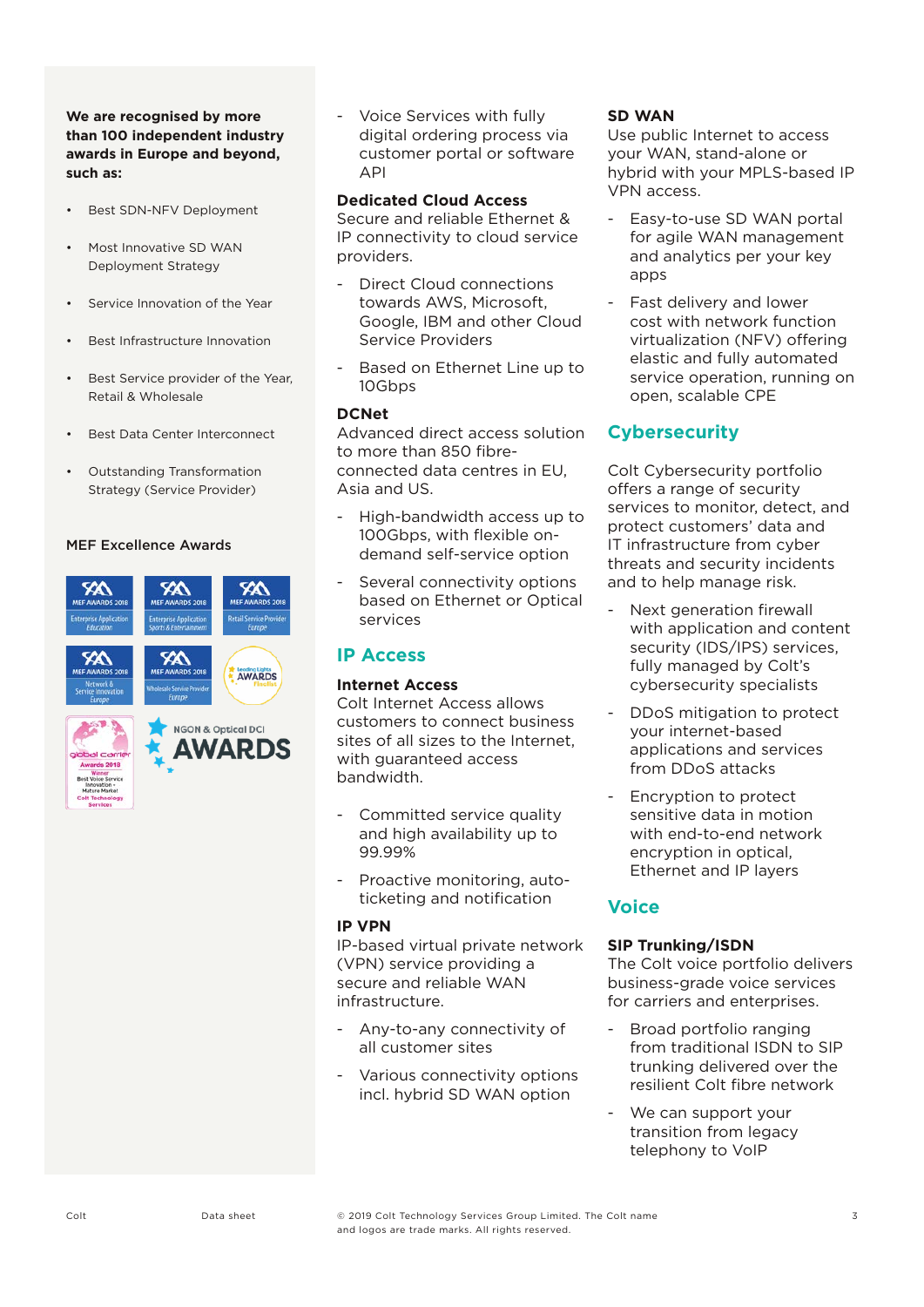**We are recognised by more than 100 independent industry awards in Europe and beyond, such as:**

- Best SDN-NFV Deployment
- Most Innovative SD WAN Deployment Strategy
- Service Innovation of the Year
- Best Infrastructure Innovation
- Best Service provider of the Year, Retail & Wholesale
- Best Data Center Interconnect
- Outstanding Transformation Strategy (Service Provider)

MEF Excellence Awards

- Voice Services with fully digital ordering process via customer portal or software API

**Dedicated Cloud Access**
Secure and reliable Ethernet & IP connectivity to cloud service providers.

- Direct Cloud connections towards AWS, Microsoft, Google, IBM and other Cloud Service Providers
- Based on Ethernet Line up to 10Gbps

**DCNet**
Advanced direct access solution to more than 850 fibre-connected data centres in EU, Asia and US.

- High-bandwidth access up to 100Gbps, with flexible on-demand self-service option
- Several connectivity options based on Ethernet or Optical services

## IP Access

**Internet Access**
Colt Internet Access allows customers to connect business sites of all sizes to the Internet, with guaranteed access bandwidth.

- Committed service quality and high availability up to 99.99%
- Proactive monitoring, auto-ticketing and notification

**IP VPN**
IP-based virtual private network (VPN) service providing a secure and reliable WAN infrastructure.

- Any-to-any connectivity of all customer sites
- Various connectivity options incl. hybrid SD WAN option

**SD WAN**
Use public Internet to access your WAN, stand-alone or hybrid with your MPLS-based IP VPN access.

- Easy-to-use SD WAN portal for agile WAN management and analytics per your key apps
- Fast delivery and lower cost with network function virtualization (NFV) offering elastic and fully automated service operation, running on open, scalable CPE

## Cybersecurity

Colt Cybersecurity portfolio offers a range of security services to monitor, detect, and protect customers' data and IT infrastructure from cyber threats and security incidents and to help manage risk.

- Next generation firewall with application and content security (IDS/IPS) services, fully managed by Colt's cybersecurity specialists
- DDoS mitigation to protect your internet-based applications and services from DDoS attacks
- Encryption to protect sensitive data in motion with end-to-end network encryption in optical, Ethernet and IP layers

## Voice

**SIP Trunking/ISDN**
The Colt voice portfolio delivers business-grade voice services for carriers and enterprises.

- Broad portfolio ranging from traditional ISDN to SIP trunking delivered over the resilient Colt fibre network
- We can support your transition from legacy telephony to VoIP

© 2019 Colt Technology Services Group Limited. The Colt name and logos are trade marks. All rights reserved.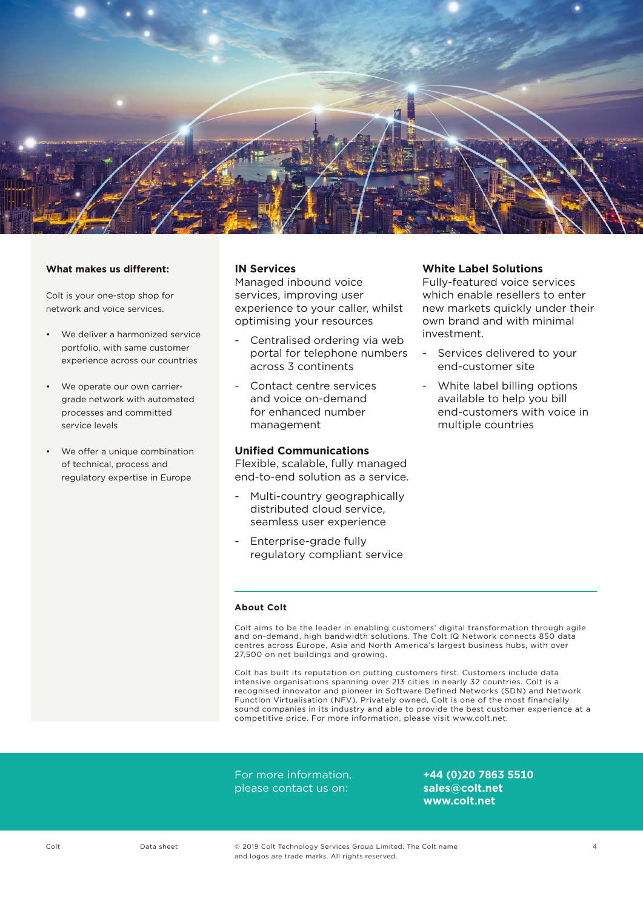### What makes us different:

Colt is your one-stop shop for network and voice services.

- We deliver a harmonized service portfolio, with same customer experience across our countries
- We operate our own carrier-grade network with automated processes and committed service levels
- We offer a unique combination of technical, process and regulatory expertise in Europe

### IN Services

Managed inbound voice services, improving user experience to your caller, whilst optimising your resources

- Centralised ordering via web portal for telephone numbers across 3 continents
- Contact centre services and voice on-demand for enhanced number management

### Unified Communications

Flexible, scalable, fully managed end-to-end solution as a service.

- Multi-country geographically distributed cloud service, seamless user experience
- Enterprise-grade fully regulatory compliant service

### White Label Solutions

Fully-featured voice services which enable resellers to enter new markets quickly under their own brand and with minimal investment.

- Services delivered to your end-customer site
- White label billing options available to help you bill end-customers with voice in multiple countries

### About Colt

Colt aims to be the leader in enabling customers' digital transformation through agile and on-demand, high bandwidth solutions. The Colt IQ Network connects 850 data centres across Europe, Asia and North America's largest business hubs, with over 27,500 on net buildings and growing.

Colt has built its reputation on putting customers first. Customers include data intensive organisations spanning over 213 cities in nearly 32 countries. Colt is a recognised innovator and pioneer in Software Defined Networks (SDN) and Network Function Virtualisation (NFV). Privately owned, Colt is one of the most financially sound companies in its industry and able to provide the best customer experience at a competitive price. For more information, please visit www.colt.net.

For more information, please contact us on:

**+44 (0)20 7863 5510**
**sales@colt.net**
**www.colt.net**

© 2019 Colt Technology Services Group Limited. The Colt name and logos are trade marks. All rights reserved.